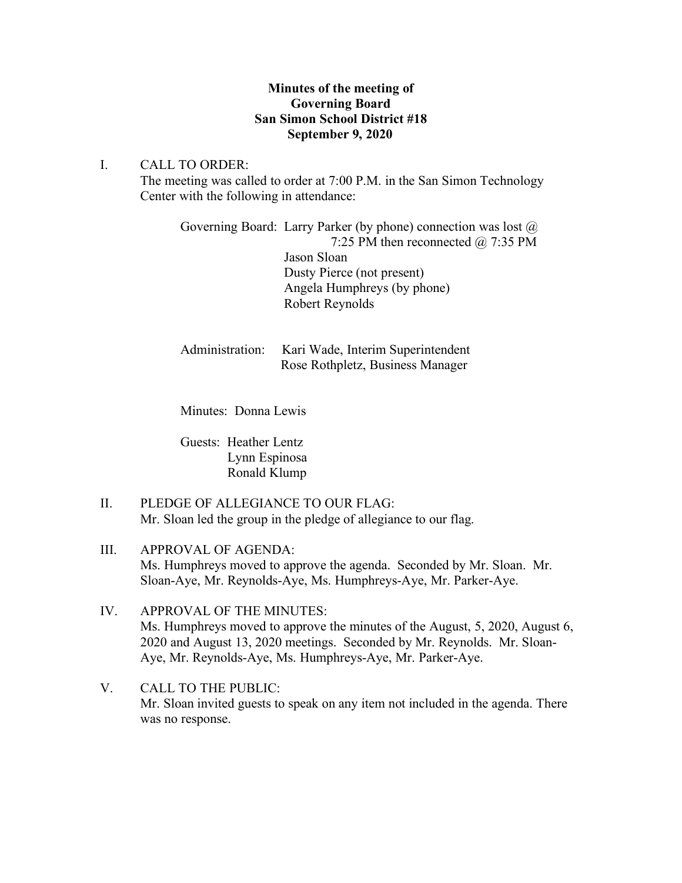**Minutes of the meeting of**
**Governing Board**
**San Simon School District #18**
**September 9, 2020**

I. CALL TO ORDER:
The meeting was called to order at 7:00 P.M. in the San Simon Technology Center with the following in attendance:

Governing Board: Larry Parker (by phone) connection was lost @ 7:25 PM then reconnected @ 7:35 PM
Jason Sloan
Dusty Pierce (not present)
Angela Humphreys (by phone)
Robert Reynolds

Administration: Kari Wade, Interim Superintendent
Rose Rothpletz, Business Manager

Minutes: Donna Lewis

Guests: Heather Lentz
Lynn Espinosa
Ronald Klump

II. PLEDGE OF ALLEGIANCE TO OUR FLAG:
Mr. Sloan led the group in the pledge of allegiance to our flag.

III. APPROVAL OF AGENDA:
Ms. Humphreys moved to approve the agenda. Seconded by Mr. Sloan. Mr. Sloan-Aye, Mr. Reynolds-Aye, Ms. Humphreys-Aye, Mr. Parker-Aye.

IV. APPROVAL OF THE MINUTES:
Ms. Humphreys moved to approve the minutes of the August, 5, 2020, August 6, 2020 and August 13, 2020 meetings. Seconded by Mr. Reynolds. Mr. Sloan-Aye, Mr. Reynolds-Aye, Ms. Humphreys-Aye, Mr. Parker-Aye.

V. CALL TO THE PUBLIC:
Mr. Sloan invited guests to speak on any item not included in the agenda. There was no response.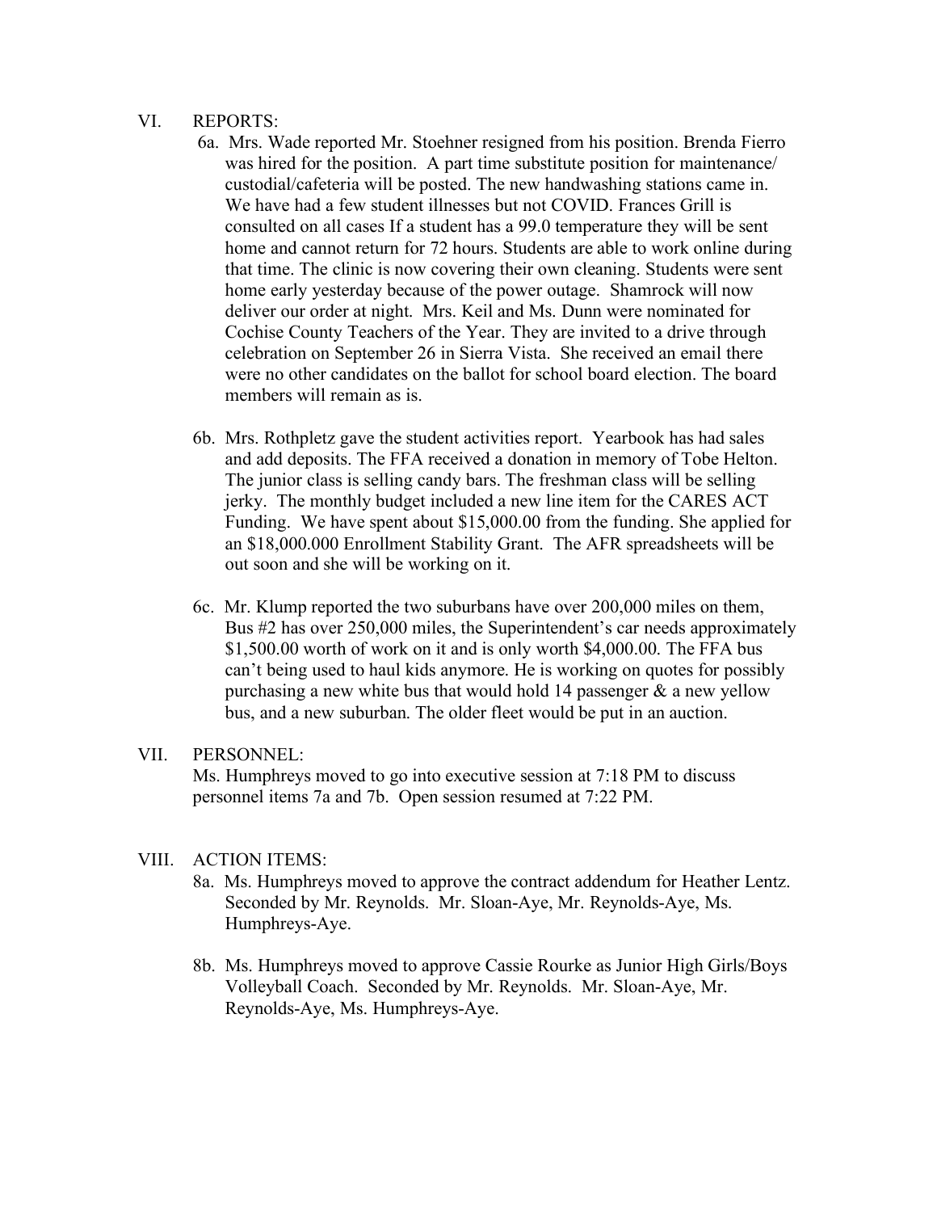VI. REPORTS:

6a. Mrs. Wade reported Mr. Stoehner resigned from his position. Brenda Fierro was hired for the position. A part time substitute position for maintenance/ custodial/cafeteria will be posted. The new handwashing stations came in. We have had a few student illnesses but not COVID. Frances Grill is consulted on all cases If a student has a 99.0 temperature they will be sent home and cannot return for 72 hours. Students are able to work online during that time. The clinic is now covering their own cleaning. Students were sent home early yesterday because of the power outage. Shamrock will now deliver our order at night. Mrs. Keil and Ms. Dunn were nominated for Cochise County Teachers of the Year. They are invited to a drive through celebration on September 26 in Sierra Vista. She received an email there were no other candidates on the ballot for school board election. The board members will remain as is.

6b. Mrs. Rothpletz gave the student activities report. Yearbook has had sales and add deposits. The FFA received a donation in memory of Tobe Helton. The junior class is selling candy bars. The freshman class will be selling jerky. The monthly budget included a new line item for the CARES ACT Funding. We have spent about $15,000.00 from the funding. She applied for an $18,000.000 Enrollment Stability Grant. The AFR spreadsheets will be out soon and she will be working on it.

6c. Mr. Klump reported the two suburbans have over 200,000 miles on them, Bus #2 has over 250,000 miles, the Superintendent's car needs approximately $1,500.00 worth of work on it and is only worth $4,000.00. The FFA bus can't being used to haul kids anymore. He is working on quotes for possibly purchasing a new white bus that would hold 14 passenger & a new yellow bus, and a new suburban. The older fleet would be put in an auction.

VII. PERSONNEL:

Ms. Humphreys moved to go into executive session at 7:18 PM to discuss personnel items 7a and 7b. Open session resumed at 7:22 PM.

VIII. ACTION ITEMS:

8a. Ms. Humphreys moved to approve the contract addendum for Heather Lentz. Seconded by Mr. Reynolds. Mr. Sloan-Aye, Mr. Reynolds-Aye, Ms. Humphreys-Aye.

8b. Ms. Humphreys moved to approve Cassie Rourke as Junior High Girls/Boys Volleyball Coach. Seconded by Mr. Reynolds. Mr. Sloan-Aye, Mr. Reynolds-Aye, Ms. Humphreys-Aye.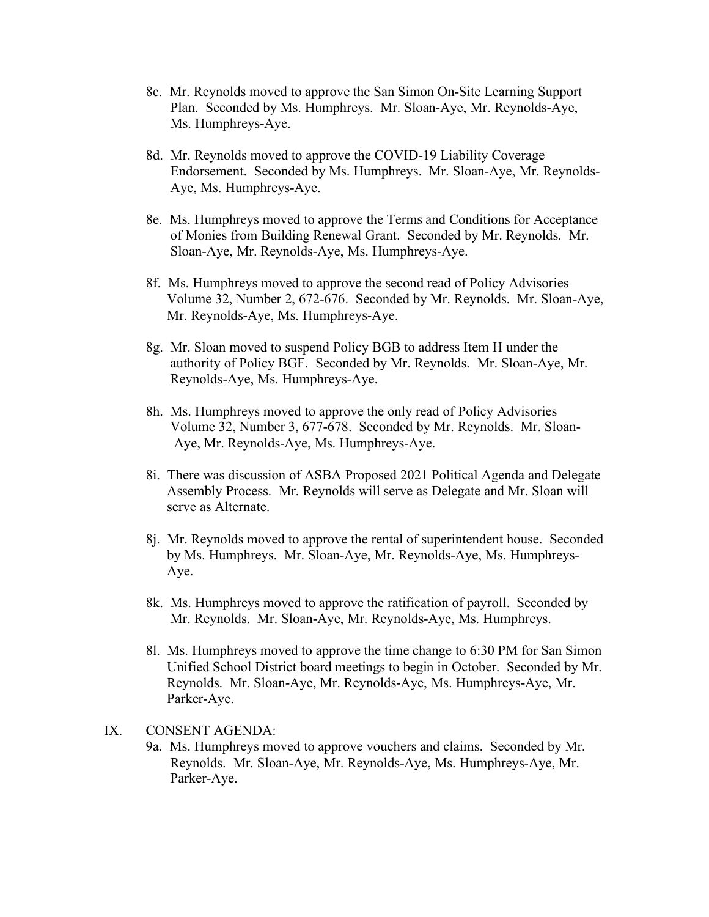8c. Mr. Reynolds moved to approve the San Simon On-Site Learning Support Plan. Seconded by Ms. Humphreys. Mr. Sloan-Aye, Mr. Reynolds-Aye, Ms. Humphreys-Aye.

8d. Mr. Reynolds moved to approve the COVID-19 Liability Coverage Endorsement. Seconded by Ms. Humphreys. Mr. Sloan-Aye, Mr. Reynolds-Aye, Ms. Humphreys-Aye.

8e. Ms. Humphreys moved to approve the Terms and Conditions for Acceptance of Monies from Building Renewal Grant. Seconded by Mr. Reynolds. Mr. Sloan-Aye, Mr. Reynolds-Aye, Ms. Humphreys-Aye.

8f. Ms. Humphreys moved to approve the second read of Policy Advisories Volume 32, Number 2, 672-676. Seconded by Mr. Reynolds. Mr. Sloan-Aye, Mr. Reynolds-Aye, Ms. Humphreys-Aye.

8g. Mr. Sloan moved to suspend Policy BGB to address Item H under the authority of Policy BGF. Seconded by Mr. Reynolds. Mr. Sloan-Aye, Mr. Reynolds-Aye, Ms. Humphreys-Aye.

8h. Ms. Humphreys moved to approve the only read of Policy Advisories Volume 32, Number 3, 677-678. Seconded by Mr. Reynolds. Mr. Sloan-Aye, Mr. Reynolds-Aye, Ms. Humphreys-Aye.

8i. There was discussion of ASBA Proposed 2021 Political Agenda and Delegate Assembly Process. Mr. Reynolds will serve as Delegate and Mr. Sloan will serve as Alternate.

8j. Mr. Reynolds moved to approve the rental of superintendent house. Seconded by Ms. Humphreys. Mr. Sloan-Aye, Mr. Reynolds-Aye, Ms. Humphreys-Aye.

8k. Ms. Humphreys moved to approve the ratification of payroll. Seconded by Mr. Reynolds. Mr. Sloan-Aye, Mr. Reynolds-Aye, Ms. Humphreys.

8l. Ms. Humphreys moved to approve the time change to 6:30 PM for San Simon Unified School District board meetings to begin in October. Seconded by Mr. Reynolds. Mr. Sloan-Aye, Mr. Reynolds-Aye, Ms. Humphreys-Aye, Mr. Parker-Aye.

IX. CONSENT AGENDA:

9a. Ms. Humphreys moved to approve vouchers and claims. Seconded by Mr. Reynolds. Mr. Sloan-Aye, Mr. Reynolds-Aye, Ms. Humphreys-Aye, Mr. Parker-Aye.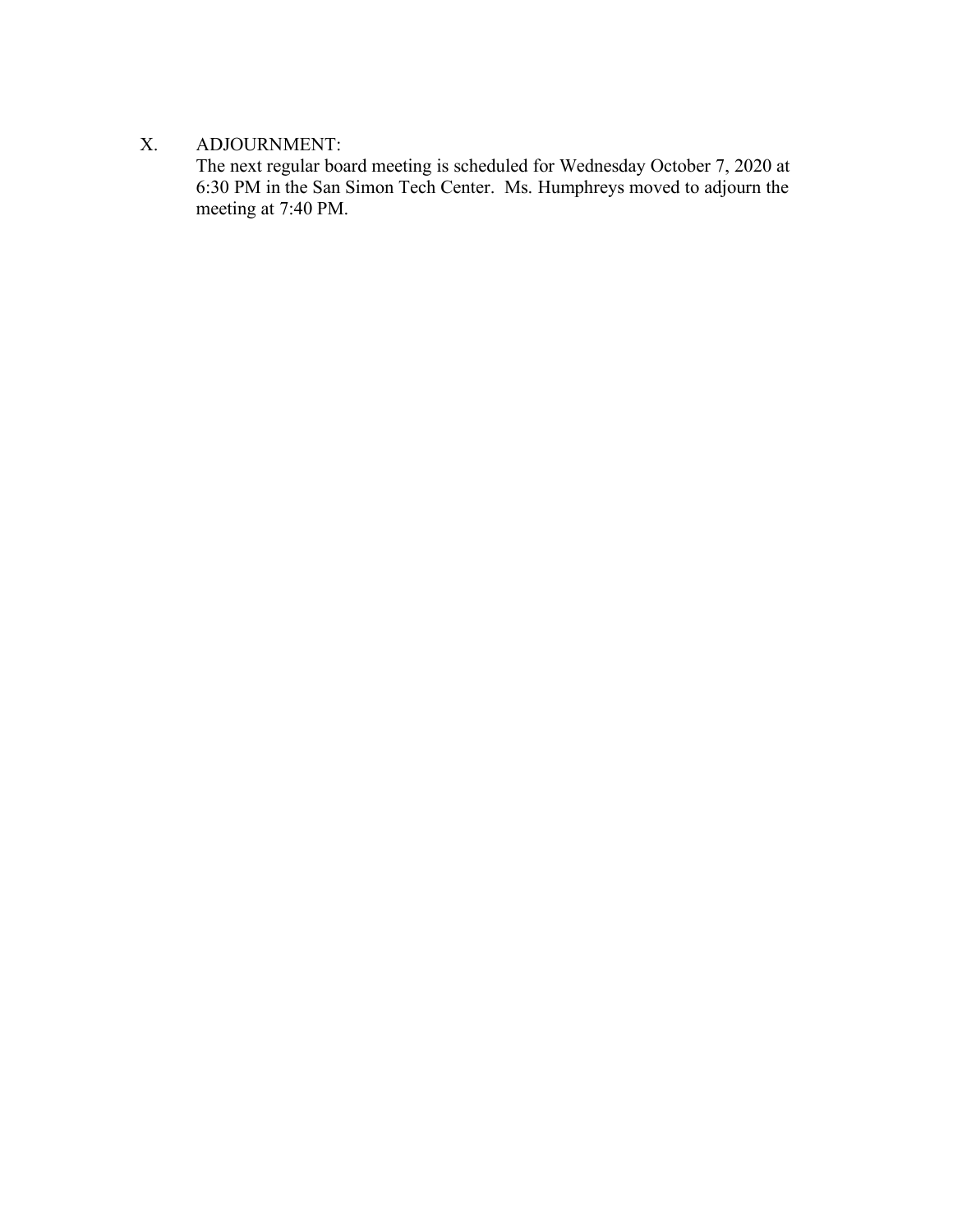## X. ADJOURNMENT:

The next regular board meeting is scheduled for Wednesday October 7, 2020 at 6:30 PM in the San Simon Tech Center. Ms. Humphreys moved to adjourn the meeting at 7:40 PM.